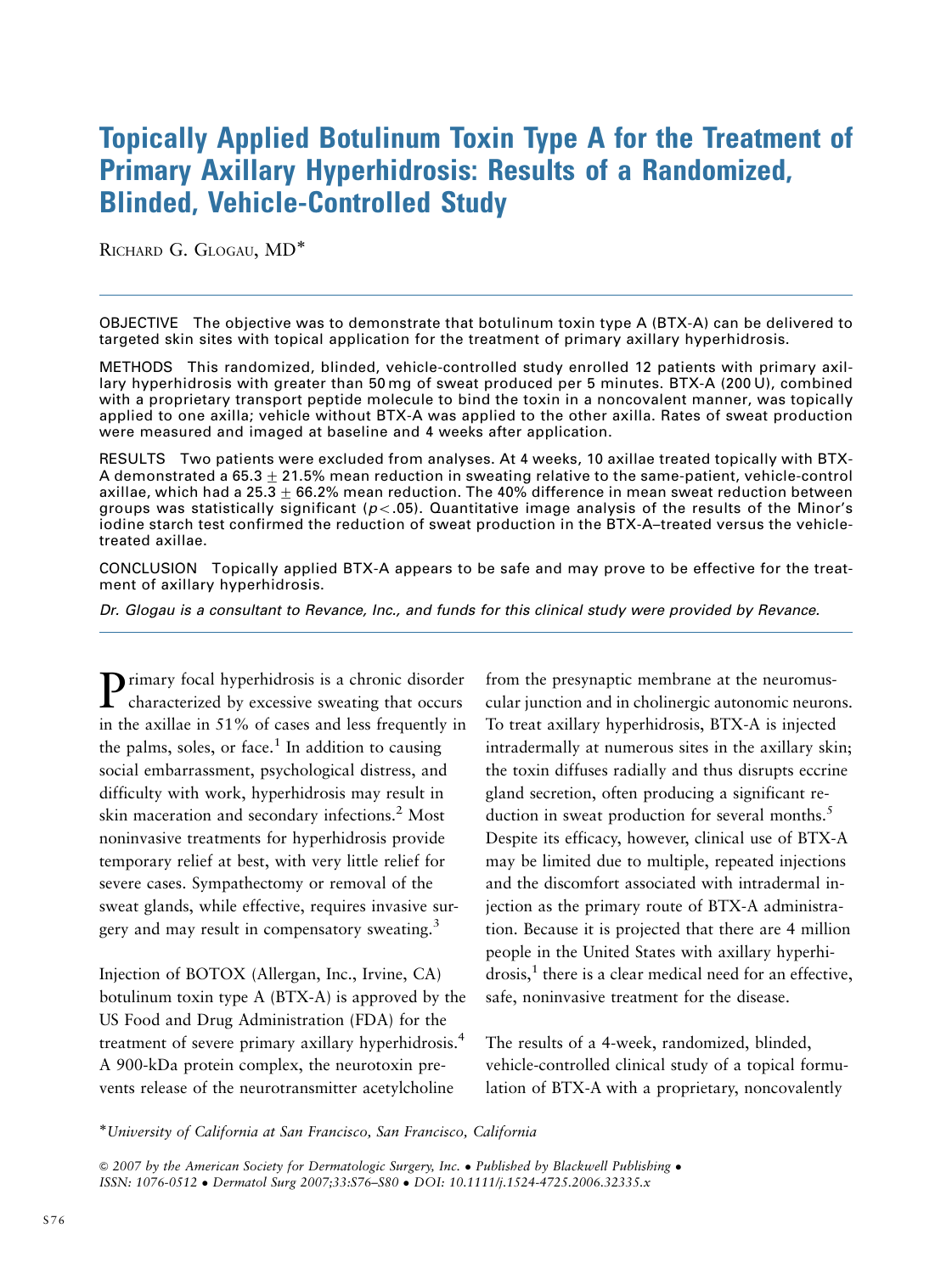# Topically Applied Botulinum Toxin Type A for the Treatment of Primary Axillary Hyperhidrosis: Results of a Randomized, Blinded, Vehicle-Controlled Study

Richard G. Glogau, MD*

OBJECTIVE The objective was to demonstrate that botulinum toxin type A (BTX-A) can be delivered to targeted skin sites with topical application for the treatment of primary axillary hyperhidrosis.

METHODS This randomized, blinded, vehicle-controlled study enrolled 12 patients with primary axillary hyperhidrosis with greater than 50 mg of sweat produced per 5 minutes. BTX-A (200 U), combined with a proprietary transport peptide molecule to bind the toxin in a noncovalent manner, was topically applied to one axilla; vehicle without BTX-A was applied to the other axilla. Rates of sweat production were measured and imaged at baseline and 4 weeks after application.

RESULTS Two patients were excluded from analyses. At 4 weeks, 10 axillae treated topically with BTX-A demonstrated a $65.3 \pm 21.5\%$ mean reduction in sweating relative to the same-patient, vehicle-control axillae, which had a $25.3 \pm 66.2\%$ mean reduction. The 40% difference in mean sweat reduction between groups was statistically significant ($p < .05$). Quantitative image analysis of the results of the Minor's iodine starch test confirmed the reduction of sweat production in the BTX-A–treated versus the vehicle-treated axillae.

CONCLUSION Topically applied BTX-A appears to be safe and may prove to be effective for the treatment of axillary hyperhidrosis.

*Dr. Glogau is a consultant to Revance, Inc., and funds for this clinical study were provided by Revance.*

Primary focal hyperhidrosis is a chronic disorder characterized by excessive sweating that occurs in the axillae in 51% of cases and less frequently in the palms, soles, or face.[1] In addition to causing social embarrassment, psychological distress, and difficulty with work, hyperhidrosis may result in skin maceration and secondary infections.[2] Most noninvasive treatments for hyperhidrosis provide temporary relief at best, with very little relief for severe cases. Sympathectomy or removal of the sweat glands, while effective, requires invasive surgery and may result in compensatory sweating.[3]

Injection of BOTOX (Allergan, Inc., Irvine, CA) botulinum toxin type A (BTX-A) is approved by the US Food and Drug Administration (FDA) for the treatment of severe primary axillary hyperhidrosis.[4] A 900-kDa protein complex, the neurotoxin prevents release of the neurotransmitter acetylcholine from the presynaptic membrane at the neuromuscular junction and in cholinergic autonomic neurons. To treat axillary hyperhidrosis, BTX-A is injected intradermally at numerous sites in the axillary skin; the toxin diffuses radially and thus disrupts eccrine gland secretion, often producing a significant reduction in sweat production for several months.[5] Despite its efficacy, however, clinical use of BTX-A may be limited due to multiple, repeated injections and the discomfort associated with intradermal injection as the primary route of BTX-A administration. Because it is projected that there are 4 million people in the United States with axillary hyperhidrosis,[1] there is a clear medical need for an effective, safe, noninvasive treatment for the disease.

The results of a 4-week, randomized, blinded, vehicle-controlled clinical study of a topical formulation of BTX-A with a proprietary, noncovalently

*University of California at San Francisco, San Francisco, California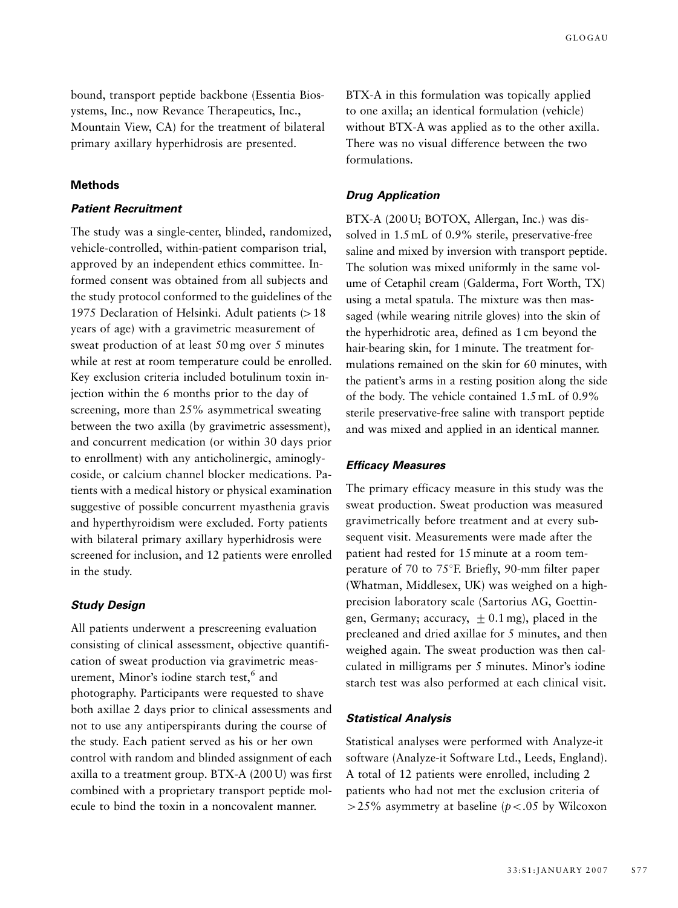bound, transport peptide backbone (Essentia Biosystems, Inc., now Revance Therapeutics, Inc., Mountain View, CA) for the treatment of bilateral primary axillary hyperhidrosis are presented.

## Methods

### *Patient Recruitment*

The study was a single-center, blinded, randomized, vehicle-controlled, within-patient comparison trial, approved by an independent ethics committee. Informed consent was obtained from all subjects and the study protocol conformed to the guidelines of the 1975 Declaration of Helsinki. Adult patients (>18 years of age) with a gravimetric measurement of sweat production of at least 50 mg over 5 minutes while at rest at room temperature could be enrolled. Key exclusion criteria included botulinum toxin injection within the 6 months prior to the day of screening, more than 25% asymmetrical sweating between the two axilla (by gravimetric assessment), and concurrent medication (or within 30 days prior to enrollment) with any anticholinergic, aminoglycoside, or calcium channel blocker medications. Patients with a medical history or physical examination suggestive of possible concurrent myasthenia gravis and hyperthyroidism were excluded. Forty patients with bilateral primary axillary hyperhidrosis were screened for inclusion, and 12 patients were enrolled in the study.

### *Study Design*

All patients underwent a prescreening evaluation consisting of clinical assessment, objective quantification of sweat production via gravimetric measurement, Minor's iodine starch test,[6] and photography. Participants were requested to shave both axillae 2 days prior to clinical assessments and not to use any antiperspirants during the course of the study. Each patient served as his or her own control with random and blinded assignment of each axilla to a treatment group. BTX-A (200 U) was first combined with a proprietary transport peptide molecule to bind the toxin in a noncovalent manner. BTX-A in this formulation was topically applied to one axilla; an identical formulation (vehicle) without BTX-A was applied as to the other axilla. There was no visual difference between the two formulations.

### *Drug Application*

BTX-A (200 U; BOTOX, Allergan, Inc.) was dissolved in 1.5 mL of 0.9% sterile, preservative-free saline and mixed by inversion with transport peptide. The solution was mixed uniformly in the same volume of Cetaphil cream (Galderma, Fort Worth, TX) using a metal spatula. The mixture was then massaged (while wearing nitrile gloves) into the skin of the hyperhidrotic area, defined as 1 cm beyond the hair-bearing skin, for 1 minute. The treatment formulations remained on the skin for 60 minutes, with the patient's arms in a resting position along the side of the body. The vehicle contained 1.5 mL of 0.9% sterile preservative-free saline with transport peptide and was mixed and applied in an identical manner.

### *Efficacy Measures*

The primary efficacy measure in this study was the sweat production. Sweat production was measured gravimetrically before treatment and at every subsequent visit. Measurements were made after the patient had rested for 15 minute at a room temperature of 70 to 75°F. Briefly, 90-mm filter paper (Whatman, Middlesex, UK) was weighed on a high-precision laboratory scale (Sartorius AG, Goettingen, Germany; accuracy, $\pm 0.1$ mg), placed in the precleaned and dried axillae for 5 minutes, and then weighed again. The sweat production was then calculated in milligrams per 5 minutes. Minor's iodine starch test was also performed at each clinical visit.

### *Statistical Analysis*

Statistical analyses were performed with Analyze-it software (Analyze-it Software Ltd., Leeds, England). A total of 12 patients were enrolled, including 2 patients who had not met the exclusion criteria of >25% asymmetry at baseline ($p < .05$ by Wilcoxon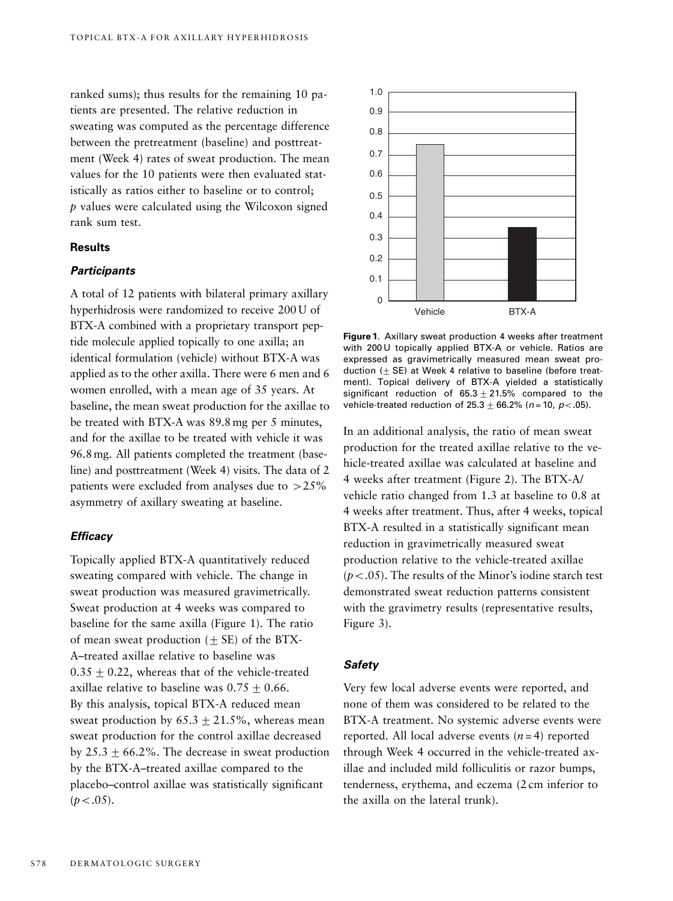ranked sums); thus results for the remaining 10 patients are presented. The relative reduction in sweating was computed as the percentage difference between the pretreatment (baseline) and posttreatment (Week 4) rates of sweat production. The mean values for the 10 patients were then evaluated statistically as ratios either to baseline or to control; *p* values were calculated using the Wilcoxon signed rank sum test.

## Results

### *Participants*

A total of 12 patients with bilateral primary axillary hyperhidrosis were randomized to receive 200 U of BTX-A combined with a proprietary transport peptide molecule applied topically to one axilla; an identical formulation (vehicle) without BTX-A was applied as to the other axilla. There were 6 men and 6 women enrolled, with a mean age of 35 years. At baseline, the mean sweat production for the axillae to be treated with BTX-A was 89.8 mg per 5 minutes, and for the axillae to be treated with vehicle it was 96.8 mg. All patients completed the treatment (baseline) and posttreatment (Week 4) visits. The data of 2 patients were excluded from analyses due to $>25\%$ asymmetry of axillary sweating at baseline.

### *Efficacy*

Topically applied BTX-A quantitatively reduced sweating compared with vehicle. The change in sweat production was measured gravimetrically. Sweat production at 4 weeks was compared to baseline for the same axilla (Figure 1). The ratio of mean sweat production ($\pm$ SE) of the BTX-A–treated axillae relative to baseline was $0.35 \pm 0.22$, whereas that of the vehicle-treated axillae relative to baseline was $0.75 \pm 0.66$. By this analysis, topical BTX-A reduced mean sweat production by $65.3 \pm 21.5\%$, whereas mean sweat production for the control axillae decreased by $25.3 \pm 66.2\%$. The decrease in sweat production by the BTX-A–treated axillae compared to the placebo–control axillae was statistically significant ($p < .05$).

**Figure 1.** Axillary sweat production 4 weeks after treatment with 200 U topically applied BTX-A or vehicle. Ratios are expressed as gravimetrically measured mean sweat production ($\pm$ SE) at Week 4 relative to baseline (before treatment). Topical delivery of BTX-A yielded a statistically significant reduction of $65.3 \pm 21.5\%$ compared to the vehicle-treated reduction of $25.3 \pm 66.2\%$ ($n = 10$, $p < .05$).

In an additional analysis, the ratio of mean sweat production for the treated axillae relative to the vehicle-treated axillae was calculated at baseline and 4 weeks after treatment (Figure 2). The BTX-A/vehicle ratio changed from 1.3 at baseline to 0.8 at 4 weeks after treatment. Thus, after 4 weeks, topical BTX-A resulted in a statistically significant mean reduction in gravimetrically measured sweat production relative to the vehicle-treated axillae ($p < .05$). The results of the Minor's iodine starch test demonstrated sweat reduction patterns consistent with the gravimetry results (representative results, Figure 3).

### *Safety*

Very few local adverse events were reported, and none of them was considered to be related to the BTX-A treatment. No systemic adverse events were reported. All local adverse events ($n = 4$) reported through Week 4 occurred in the vehicle-treated axillae and included mild folliculitis or razor bumps, tenderness, erythema, and eczema (2 cm inferior to the axilla on the lateral trunk).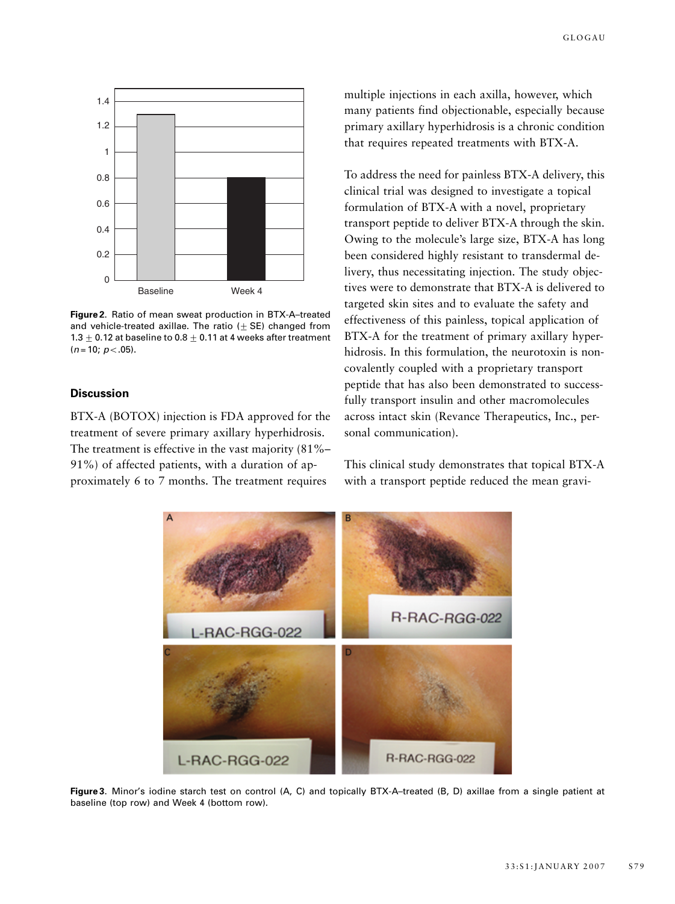Figure 2. Ratio of mean sweat production in BTX-A–treated and vehicle-treated axillae. The ratio ($\pm$ SE) changed from 1.3 $\pm$ 0.12 at baseline to 0.8 $\pm$ 0.11 at 4 weeks after treatment ($n = 10$; $p < .05$).

## Discussion

BTX-A (BOTOX) injection is FDA approved for the treatment of severe primary axillary hyperhidrosis. The treatment is effective in the vast majority (81%–91%) of affected patients, with a duration of approximately 6 to 7 months. The treatment requires multiple injections in each axilla, however, which many patients find objectionable, especially because primary axillary hyperhidrosis is a chronic condition that requires repeated treatments with BTX-A.

To address the need for painless BTX-A delivery, this clinical trial was designed to investigate a topical formulation of BTX-A with a novel, proprietary transport peptide to deliver BTX-A through the skin. Owing to the molecule's large size, BTX-A has long been considered highly resistant to transdermal delivery, thus necessitating injection. The study objectives were to demonstrate that BTX-A is delivered to targeted skin sites and to evaluate the safety and effectiveness of this painless, topical application of BTX-A for the treatment of primary axillary hyperhidrosis. In this formulation, the neurotoxin is noncovalently coupled with a proprietary transport peptide that has also been demonstrated to successfully transport insulin and other macromolecules across intact skin (Revance Therapeutics, Inc., personal communication).

This clinical study demonstrates that topical BTX-A with a transport peptide reduced the mean gravi-

Figure 3. Minor's iodine starch test on control (A, C) and topically BTX-A–treated (B, D) axillae from a single patient at baseline (top row) and Week 4 (bottom row).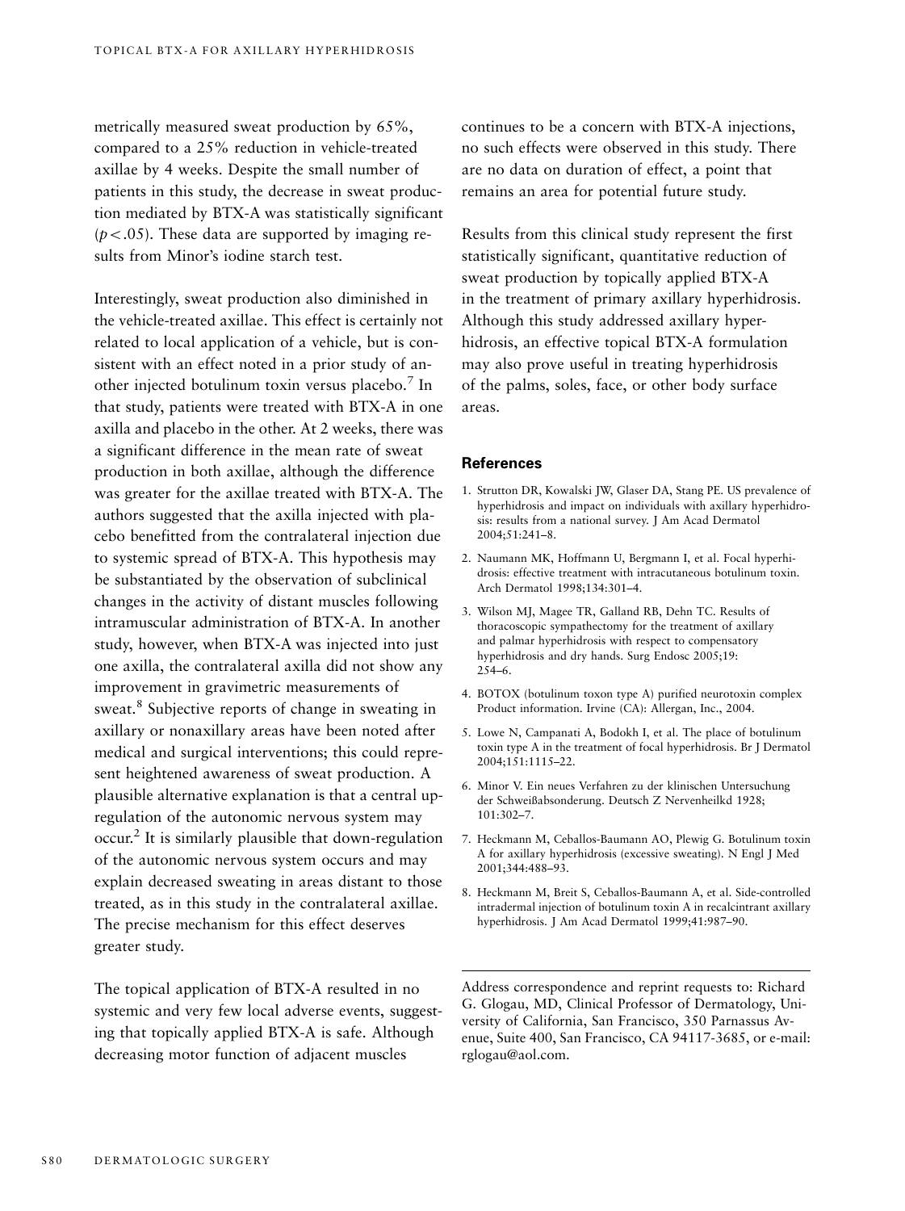metrically measured sweat production by 65%, compared to a 25% reduction in vehicle-treated axillae by 4 weeks. Despite the small number of patients in this study, the decrease in sweat production mediated by BTX-A was statistically significant ($p < .05$). These data are supported by imaging results from Minor's iodine starch test.

Interestingly, sweat production also diminished in the vehicle-treated axillae. This effect is certainly not related to local application of a vehicle, but is consistent with an effect noted in a prior study of another injected botulinum toxin versus placebo.[7] In that study, patients were treated with BTX-A in one axilla and placebo in the other. At 2 weeks, there was a significant difference in the mean rate of sweat production in both axillae, although the difference was greater for the axillae treated with BTX-A. The authors suggested that the axilla injected with placebo benefitted from the contralateral injection due to systemic spread of BTX-A. This hypothesis may be substantiated by the observation of subclinical changes in the activity of distant muscles following intramuscular administration of BTX-A. In another study, however, when BTX-A was injected into just one axilla, the contralateral axilla did not show any improvement in gravimetric measurements of sweat.[8] Subjective reports of change in sweating in axillary or nonaxillary areas have been noted after medical and surgical interventions; this could represent heightened awareness of sweat production. A plausible alternative explanation is that a central up-regulation of the autonomic nervous system may occur.[2] It is similarly plausible that down-regulation of the autonomic nervous system occurs and may explain decreased sweating in areas distant to those treated, as in this study in the contralateral axillae. The precise mechanism for this effect deserves greater study.

The topical application of BTX-A resulted in no systemic and very few local adverse events, suggesting that topically applied BTX-A is safe. Although decreasing motor function of adjacent muscles continues to be a concern with BTX-A injections, no such effects were observed in this study. There are no data on duration of effect, a point that remains an area for potential future study.

Results from this clinical study represent the first statistically significant, quantitative reduction of sweat production by topically applied BTX-A in the treatment of primary axillary hyperhidrosis. Although this study addressed axillary hyperhidrosis, an effective topical BTX-A formulation may also prove useful in treating hyperhidrosis of the palms, soles, face, or other body surface areas.

## References

1. Strutton DR, Kowalski JW, Glaser DA, Stang PE. US prevalence of hyperhidrosis and impact on individuals with axillary hyperhidrosis: results from a national survey. J Am Acad Dermatol 2004;51:241–8.
2. Naumann MK, Hoffmann U, Bergmann I, et al. Focal hyperhidrosis: effective treatment with intracutaneous botulinum toxin. Arch Dermatol 1998;134:301–4.
3. Wilson MJ, Magee TR, Galland RB, Dehn TC. Results of thoracoscopic sympathectomy for the treatment of axillary and palmar hyperhidrosis with respect to compensatory hyperhidrosis and dry hands. Surg Endosc 2005;19: 254–6.
4. BOTOX (botulinum toxon type A) purified neurotoxin complex Product information. Irvine (CA): Allergan, Inc., 2004.
5. Lowe N, Campanati A, Bodokh I, et al. The place of botulinum toxin type A in the treatment of focal hyperhidrosis. Br J Dermatol 2004;151:1115–22.
6. Minor V. Ein neues Verfahren zu der klinischen Untersuchung der Schweißabsonderung. Deutsch Z Nervenheilkd 1928; 101:302–7.
7. Heckmann M, Ceballos-Baumann AO, Plewig G. Botulinum toxin A for axillary hyperhidrosis (excessive sweating). N Engl J Med 2001;344:488–93.
8. Heckmann M, Breit S, Ceballos-Baumann A, et al. Side-controlled intradermal injection of botulinum toxin A in recalcintrant axillary hyperhidrosis. J Am Acad Dermatol 1999;41:987–90.

---

Address correspondence and reprint requests to: Richard G. Glogau, MD, Clinical Professor of Dermatology, University of California, San Francisco, 350 Parnassus Avenue, Suite 400, San Francisco, CA 94117-3685, or e-mail: rglogau@aol.com.